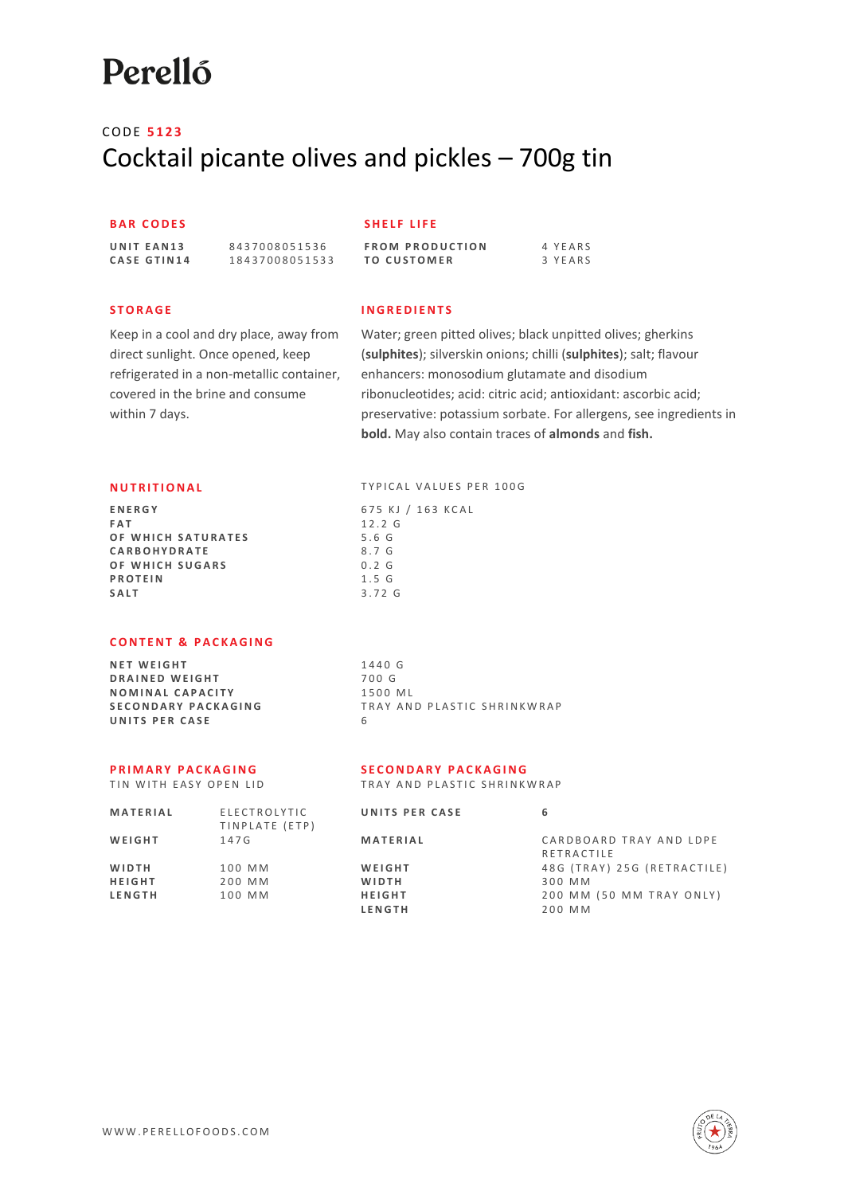# Perelló

CODE **5123**

## Cocktail picante olives and pickles – 700g tin

### BAR CODES

| | |
|---|---|
| **UNIT EAN13** | 8437008051536 |
| **CASE GTIN14** | 18437008051533 |

### SHELF LIFE

| | |
|---|---|
| **FROM PRODUCTION** | 4 YEARS |
| **TO CUSTOMER** | 3 YEARS |

### STORAGE

Keep in a cool and dry place, away from direct sunlight. Once opened, keep refrigerated in a non-metallic container, covered in the brine and consume within 7 days.

### INGREDIENTS

Water; green pitted olives; black unpitted olives; gherkins (**sulphites**); silverskin onions; chilli (**sulphites**); salt; flavour enhancers: monosodium glutamate and disodium ribonucleotides; acid: citric acid; antioxidant: ascorbic acid; preservative: potassium sorbate. For allergens, see ingredients in **bold.** May also contain traces of **almonds** and **fish.**

### NUTRITIONAL

| | TYPICAL VALUES PER 100G |
|---|---|
| **ENERGY** | 675 KJ / 163 KCAL |
| **FAT** | 12.2 G |
| **OF WHICH SATURATES** | 5.6 G |
| **CARBOHYDRATE** | 8.7 G |
| **OF WHICH SUGARS** | 0.2 G |
| **PROTEIN** | 1.5 G |
| **SALT** | 3.72 G |

### CONTENT & PACKAGING

| | |
|---|---|
| **NET WEIGHT** | 1440 G |
| **DRAINED WEIGHT** | 700 G |
| **NOMINAL CAPACITY** | 1500 ML |
| **SECONDARY PACKAGING** | TRAY AND PLASTIC SHRINKWRAP |
| **UNITS PER CASE** | 6 |

### PRIMARY PACKAGING

TIN WITH EASY OPEN LID

| | |
|---|---|
| **MATERIAL** | ELECTROLYTIC TINPLATE (ETP) |
| **WEIGHT** | 147G |
| **WIDTH** | 100 MM |
| **HEIGHT** | 200 MM |
| **LENGTH** | 100 MM |

### SECONDARY PACKAGING

TRAY AND PLASTIC SHRINKWRAP

| | |
|---|---|
| **UNITS PER CASE** | 6 |
| **MATERIAL** | CARDBOARD TRAY AND LDPE RETRACTILE |
| **WEIGHT** | 48G (TRAY) 25G (RETRACTILE) |
| **WIDTH** | 300 MM |
| **HEIGHT** | 200 MM (50 MM TRAY ONLY) |
| **LENGTH** | 200 MM |

WWW.PERELLOFOODS.COM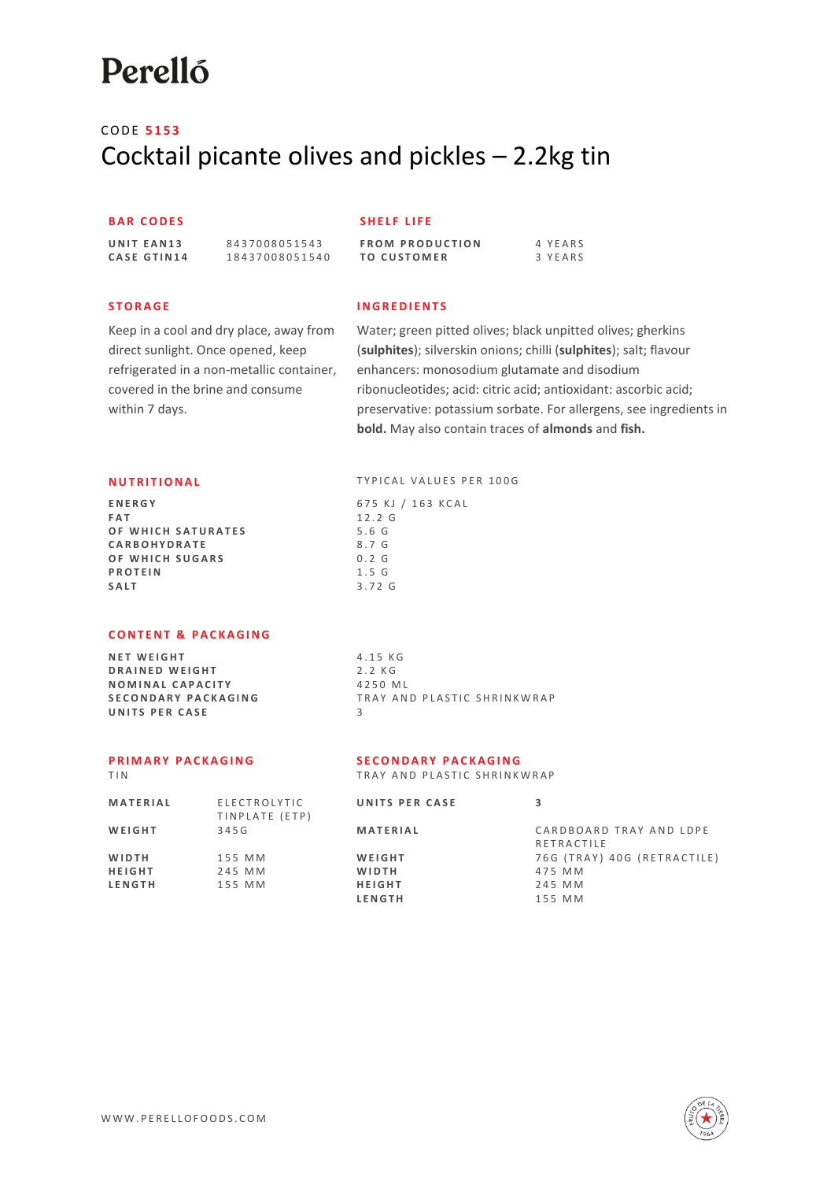# Perelló

CODE **5153**

## Cocktail picante olives and pickles – 2.2kg tin

### BAR CODES

| | |
|---|---|
| **UNIT EAN13** | 8437008051543 |
| **CASE GTIN14** | 18437008051540 |

### SHELF LIFE

| | |
|---|---|
| **FROM PRODUCTION** | 4 YEARS |
| **TO CUSTOMER** | 3 YEARS |

### STORAGE

Keep in a cool and dry place, away from direct sunlight. Once opened, keep refrigerated in a non-metallic container, covered in the brine and consume within 7 days.

### INGREDIENTS

Water; green pitted olives; black unpitted olives; gherkins (**sulphites**); silverskin onions; chilli (**sulphites**); salt; flavour enhancers: monosodium glutamate and disodium ribonucleotides; acid: citric acid; antioxidant: ascorbic acid; preservative: potassium sorbate. For allergens, see ingredients in **bold.** May also contain traces of **almonds** and **fish.**

### NUTRITIONAL

| | TYPICAL VALUES PER 100G |
|---|---|
| **ENERGY** | 675 KJ / 163 KCAL |
| **FAT** | 12.2 G |
| **OF WHICH SATURATES** | 5.6 G |
| **CARBOHYDRATE** | 8.7 G |
| **OF WHICH SUGARS** | 0.2 G |
| **PROTEIN** | 1.5 G |
| **SALT** | 3.72 G |

### CONTENT & PACKAGING

| | |
|---|---|
| **NET WEIGHT** | 4.15 KG |
| **DRAINED WEIGHT** | 2.2 KG |
| **NOMINAL CAPACITY** | 4250 ML |
| **SECONDARY PACKAGING** | TRAY AND PLASTIC SHRINKWRAP |
| **UNITS PER CASE** | 3 |

### PRIMARY PACKAGING

TIN

| | |
|---|---|
| **MATERIAL** | ELECTROLYTIC TINPLATE (ETP) |
| **WEIGHT** | 345G |
| **WIDTH** | 155 MM |
| **HEIGHT** | 245 MM |
| **LENGTH** | 155 MM |

### SECONDARY PACKAGING

TRAY AND PLASTIC SHRINKWRAP

| | |
|---|---|
| **UNITS PER CASE** | **3** |
| **MATERIAL** | CARDBOARD TRAY AND LDPE RETRACTILE |
| **WEIGHT** | 76G (TRAY) 40G (RETRACTILE) |
| **WIDTH** | 475 MM |
| **HEIGHT** | 245 MM |
| **LENGTH** | 155 MM |

WWW.PERELLOFOODS.COM